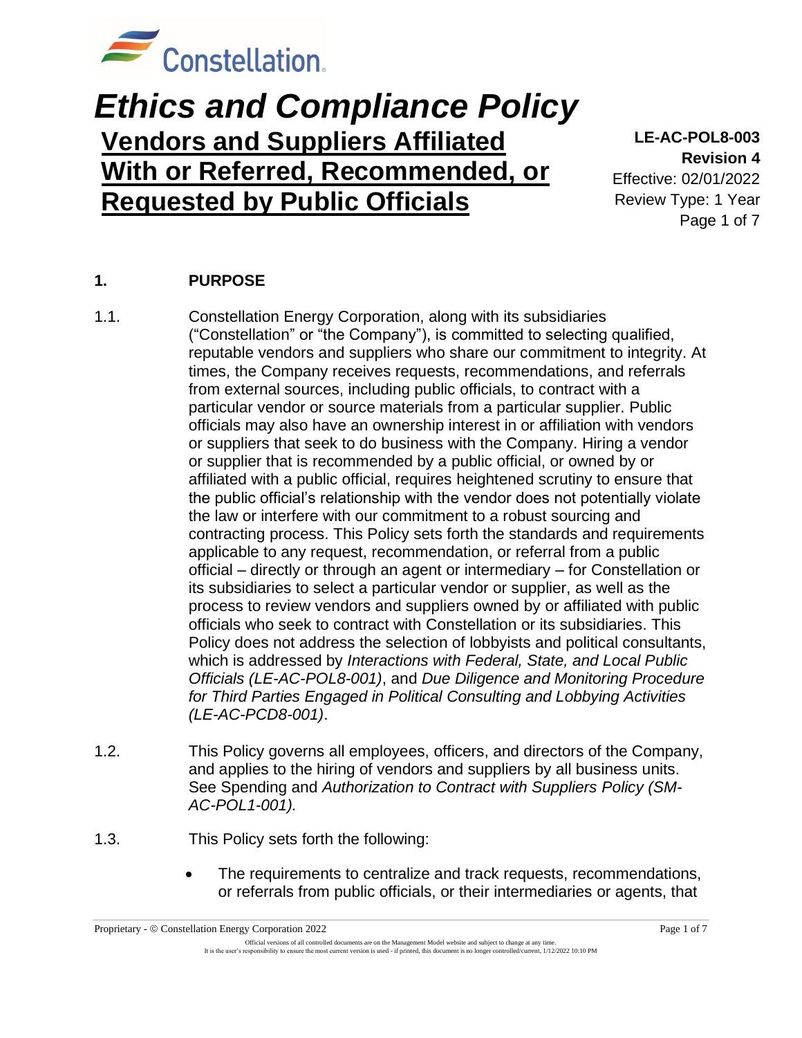# Ethics and Compliance Policy

## Vendors and Suppliers Affiliated With or Referred, Recommended, or Requested by Public Officials

**LE-AC-POL8-003**
**Revision 4**
Effective: 02/01/2022
Review Type: 1 Year

### 1. PURPOSE

1.1. Constellation Energy Corporation, along with its subsidiaries ("Constellation" or "the Company"), is committed to selecting qualified, reputable vendors and suppliers who share our commitment to integrity. At times, the Company receives requests, recommendations, and referrals from external sources, including public officials, to contract with a particular vendor or source materials from a particular supplier. Public officials may also have an ownership interest in or affiliation with vendors or suppliers that seek to do business with the Company. Hiring a vendor or supplier that is recommended by a public official, or owned by or affiliated with a public official, requires heightened scrutiny to ensure that the public official's relationship with the vendor does not potentially violate the law or interfere with our commitment to a robust sourcing and contracting process. This Policy sets forth the standards and requirements applicable to any request, recommendation, or referral from a public official – directly or through an agent or intermediary – for Constellation or its subsidiaries to select a particular vendor or supplier, as well as the process to review vendors and suppliers owned by or affiliated with public officials who seek to contract with Constellation or its subsidiaries. This Policy does not address the selection of lobbyists and political consultants, which is addressed by *Interactions with Federal, State, and Local Public Officials (LE-AC-POL8-001)*, and *Due Diligence and Monitoring Procedure for Third Parties Engaged in Political Consulting and Lobbying Activities (LE-AC-PCD8-001)*.

1.2. This Policy governs all employees, officers, and directors of the Company, and applies to the hiring of vendors and suppliers by all business units. See Spending and *Authorization to Contract with Suppliers Policy (SM-AC-POL1-001).*

1.3. This Policy sets forth the following:

- The requirements to centralize and track requests, recommendations, or referrals from public officials, or their intermediaries or agents, that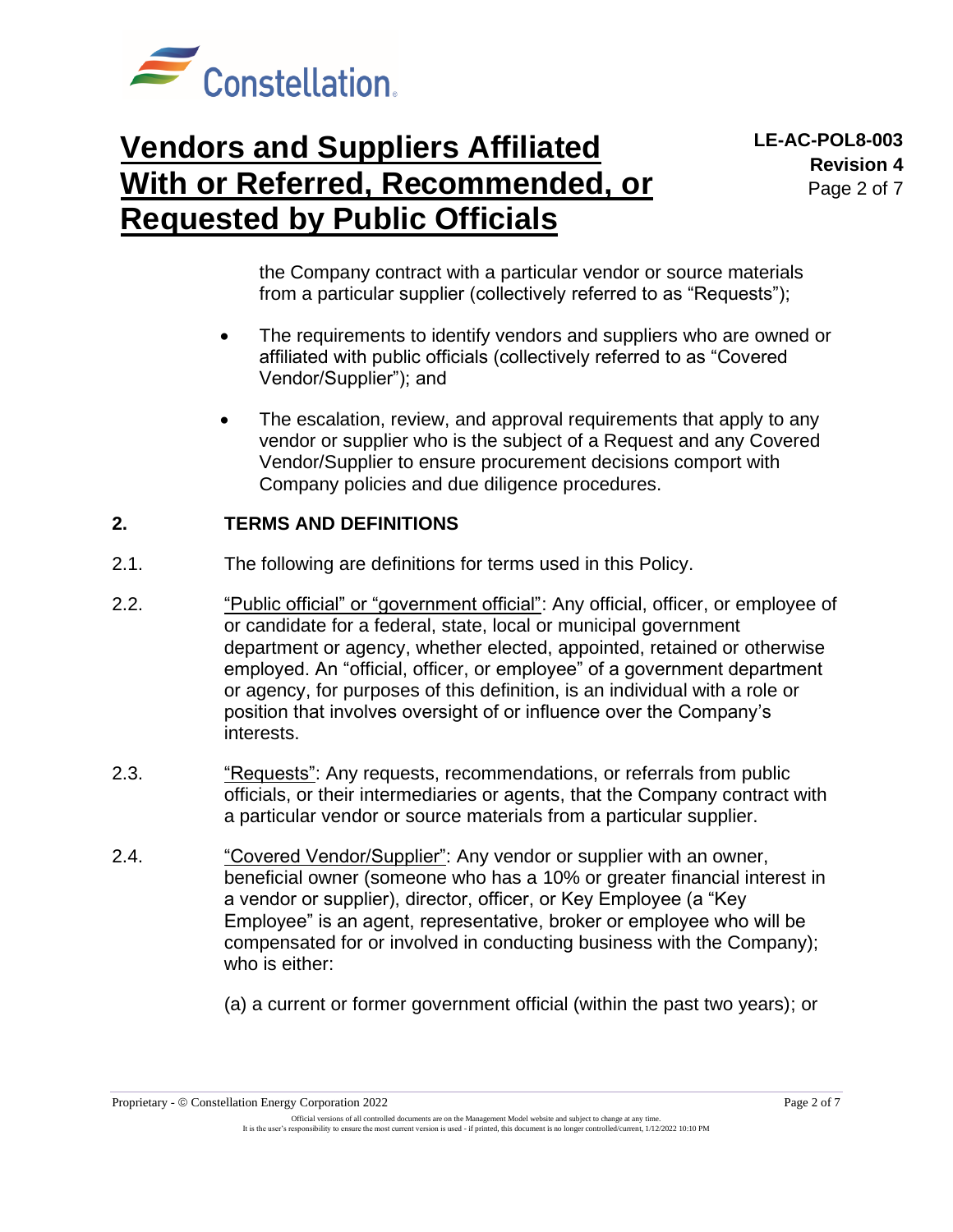the Company contract with a particular vendor or source materials from a particular supplier (collectively referred to as "Requests");

- The requirements to identify vendors and suppliers who are owned or affiliated with public officials (collectively referred to as "Covered Vendor/Supplier"); and
- The escalation, review, and approval requirements that apply to any vendor or supplier who is the subject of a Request and any Covered Vendor/Supplier to ensure procurement decisions comport with Company policies and due diligence procedures.

## 2. TERMS AND DEFINITIONS

2.1. The following are definitions for terms used in this Policy.

2.2. "Public official" or "government official": Any official, officer, or employee of or candidate for a federal, state, local or municipal government department or agency, whether elected, appointed, retained or otherwise employed. An "official, officer, or employee" of a government department or agency, for purposes of this definition, is an individual with a role or position that involves oversight of or influence over the Company's interests.

2.3. "Requests": Any requests, recommendations, or referrals from public officials, or their intermediaries or agents, that the Company contract with a particular vendor or source materials from a particular supplier.

2.4. "Covered Vendor/Supplier": Any vendor or supplier with an owner, beneficial owner (someone who has a 10% or greater financial interest in a vendor or supplier), director, officer, or Key Employee (a "Key Employee" is an agent, representative, broker or employee who will be compensated for or involved in conducting business with the Company); who is either:

(a) a current or former government official (within the past two years); or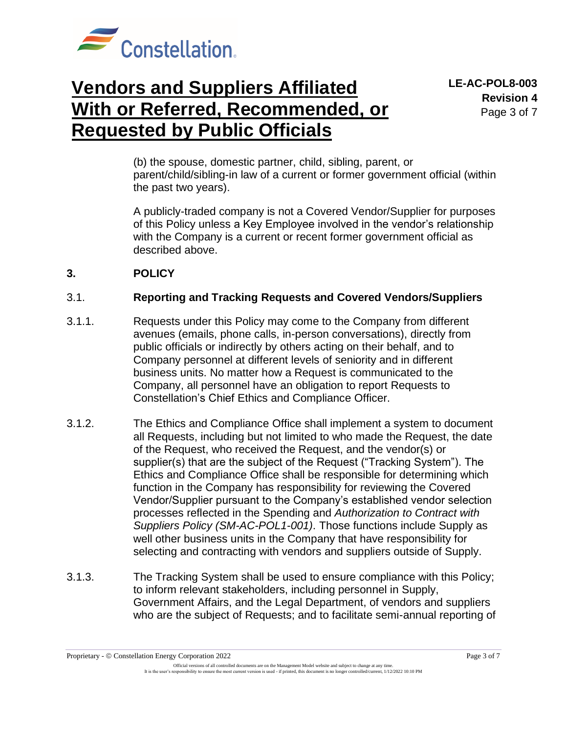(b) the spouse, domestic partner, child, sibling, parent, or parent/child/sibling-in law of a current or former government official (within the past two years).

A publicly-traded company is not a Covered Vendor/Supplier for purposes of this Policy unless a Key Employee involved in the vendor's relationship with the Company is a current or recent former government official as described above.

## 3. POLICY

### 3.1. Reporting and Tracking Requests and Covered Vendors/Suppliers

3.1.1. Requests under this Policy may come to the Company from different avenues (emails, phone calls, in-person conversations), directly from public officials or indirectly by others acting on their behalf, and to Company personnel at different levels of seniority and in different business units. No matter how a Request is communicated to the Company, all personnel have an obligation to report Requests to Constellation's Chief Ethics and Compliance Officer.

3.1.2. The Ethics and Compliance Office shall implement a system to document all Requests, including but not limited to who made the Request, the date of the Request, who received the Request, and the vendor(s) or supplier(s) that are the subject of the Request ("Tracking System"). The Ethics and Compliance Office shall be responsible for determining which function in the Company has responsibility for reviewing the Covered Vendor/Supplier pursuant to the Company's established vendor selection processes reflected in the Spending and *Authorization to Contract with Suppliers Policy (SM-AC-POL1-001)*. Those functions include Supply as well other business units in the Company that have responsibility for selecting and contracting with vendors and suppliers outside of Supply.

3.1.3. The Tracking System shall be used to ensure compliance with this Policy; to inform relevant stakeholders, including personnel in Supply, Government Affairs, and the Legal Department, of vendors and suppliers who are the subject of Requests; and to facilitate semi-annual reporting of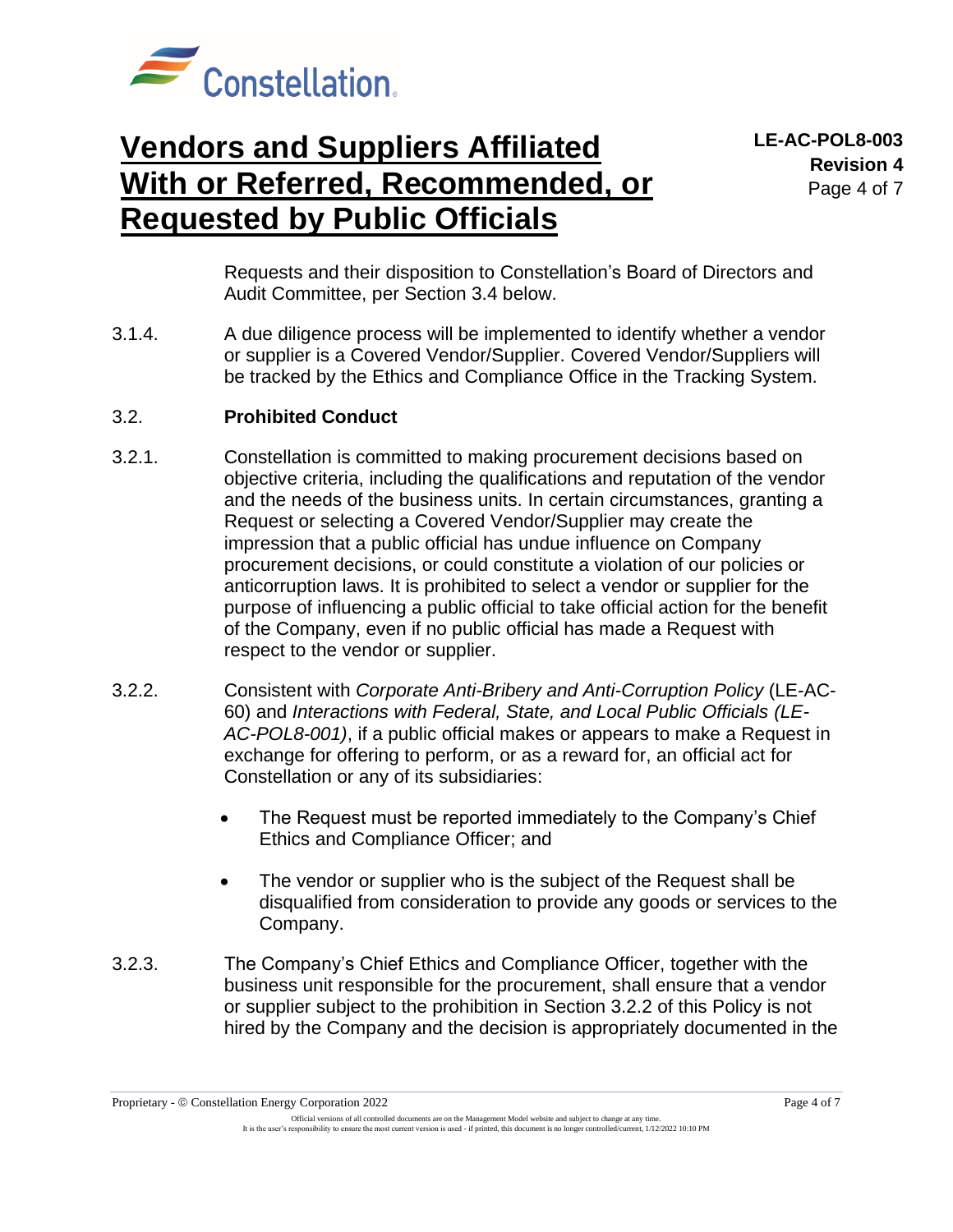Requests and their disposition to Constellation's Board of Directors and Audit Committee, per Section 3.4 below.

3.1.4. A due diligence process will be implemented to identify whether a vendor or supplier is a Covered Vendor/Supplier. Covered Vendor/Suppliers will be tracked by the Ethics and Compliance Office in the Tracking System.

### 3.2. Prohibited Conduct

3.2.1. Constellation is committed to making procurement decisions based on objective criteria, including the qualifications and reputation of the vendor and the needs of the business units. In certain circumstances, granting a Request or selecting a Covered Vendor/Supplier may create the impression that a public official has undue influence on Company procurement decisions, or could constitute a violation of our policies or anticorruption laws. It is prohibited to select a vendor or supplier for the purpose of influencing a public official to take official action for the benefit of the Company, even if no public official has made a Request with respect to the vendor or supplier.

3.2.2. Consistent with *Corporate Anti-Bribery and Anti-Corruption Policy* (LE-AC-60) and *Interactions with Federal, State, and Local Public Officials (LE-AC-POL8-001)*, if a public official makes or appears to make a Request in exchange for offering to perform, or as a reward for, an official act for Constellation or any of its subsidiaries:

- The Request must be reported immediately to the Company's Chief Ethics and Compliance Officer; and
- The vendor or supplier who is the subject of the Request shall be disqualified from consideration to provide any goods or services to the Company.

3.2.3. The Company's Chief Ethics and Compliance Officer, together with the business unit responsible for the procurement, shall ensure that a vendor or supplier subject to the prohibition in Section 3.2.2 of this Policy is not hired by the Company and the decision is appropriately documented in the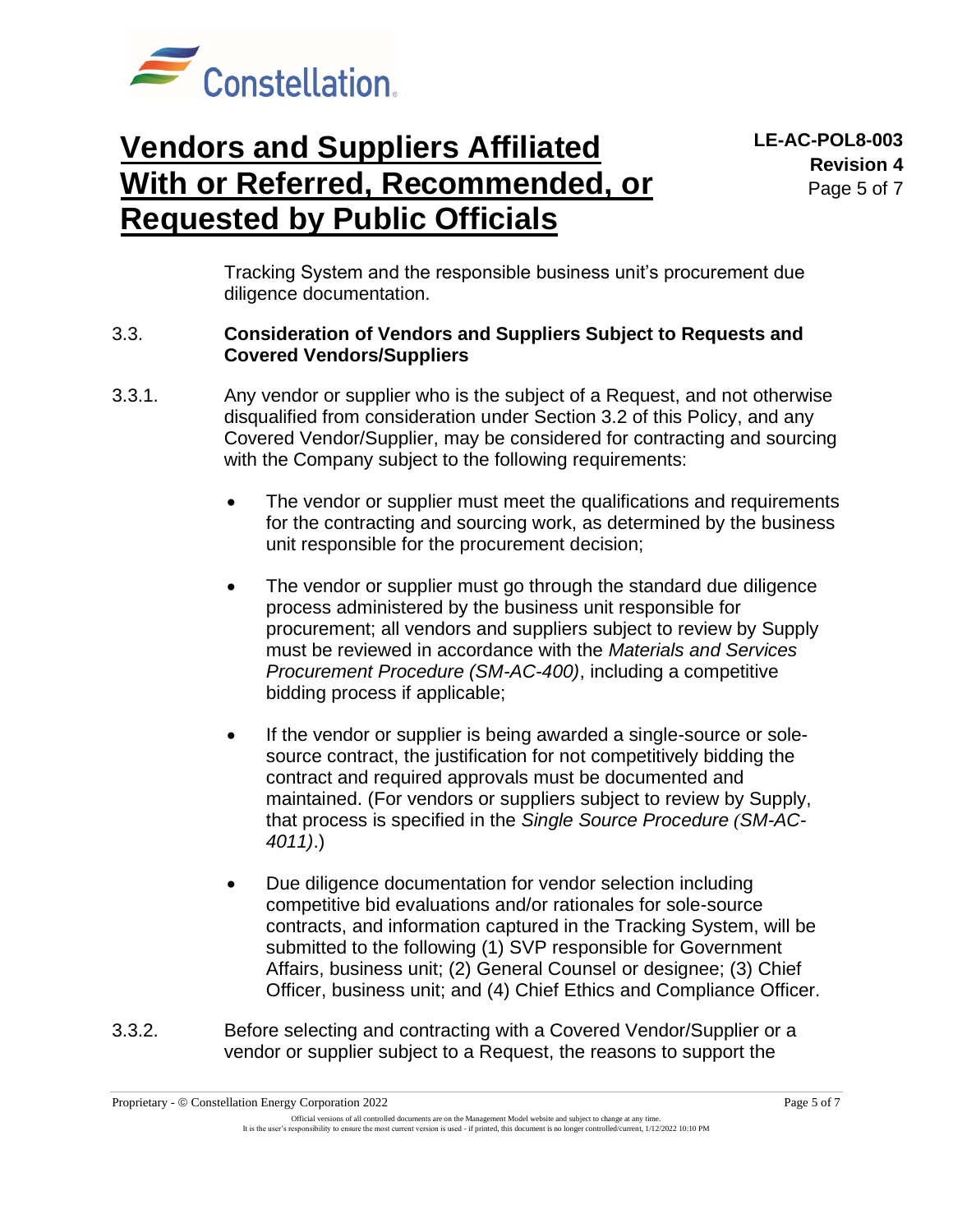Tracking System and the responsible business unit's procurement due diligence documentation.

3.3. **Consideration of Vendors and Suppliers Subject to Requests and Covered Vendors/Suppliers**

3.3.1. Any vendor or supplier who is the subject of a Request, and not otherwise disqualified from consideration under Section 3.2 of this Policy, and any Covered Vendor/Supplier, may be considered for contracting and sourcing with the Company subject to the following requirements:

- The vendor or supplier must meet the qualifications and requirements for the contracting and sourcing work, as determined by the business unit responsible for the procurement decision;

- The vendor or supplier must go through the standard due diligence process administered by the business unit responsible for procurement; all vendors and suppliers subject to review by Supply must be reviewed in accordance with the *Materials and Services Procurement Procedure (SM-AC-400)*, including a competitive bidding process if applicable;

- If the vendor or supplier is being awarded a single-source or sole-source contract, the justification for not competitively bidding the contract and required approvals must be documented and maintained. (For vendors or suppliers subject to review by Supply, that process is specified in the *Single Source Procedure (SM-AC-4011)*.)

- Due diligence documentation for vendor selection including competitive bid evaluations and/or rationales for sole-source contracts, and information captured in the Tracking System, will be submitted to the following (1) SVP responsible for Government Affairs, business unit; (2) General Counsel or designee; (3) Chief Officer, business unit; and (4) Chief Ethics and Compliance Officer.

3.3.2. Before selecting and contracting with a Covered Vendor/Supplier or a vendor or supplier subject to a Request, the reasons to support the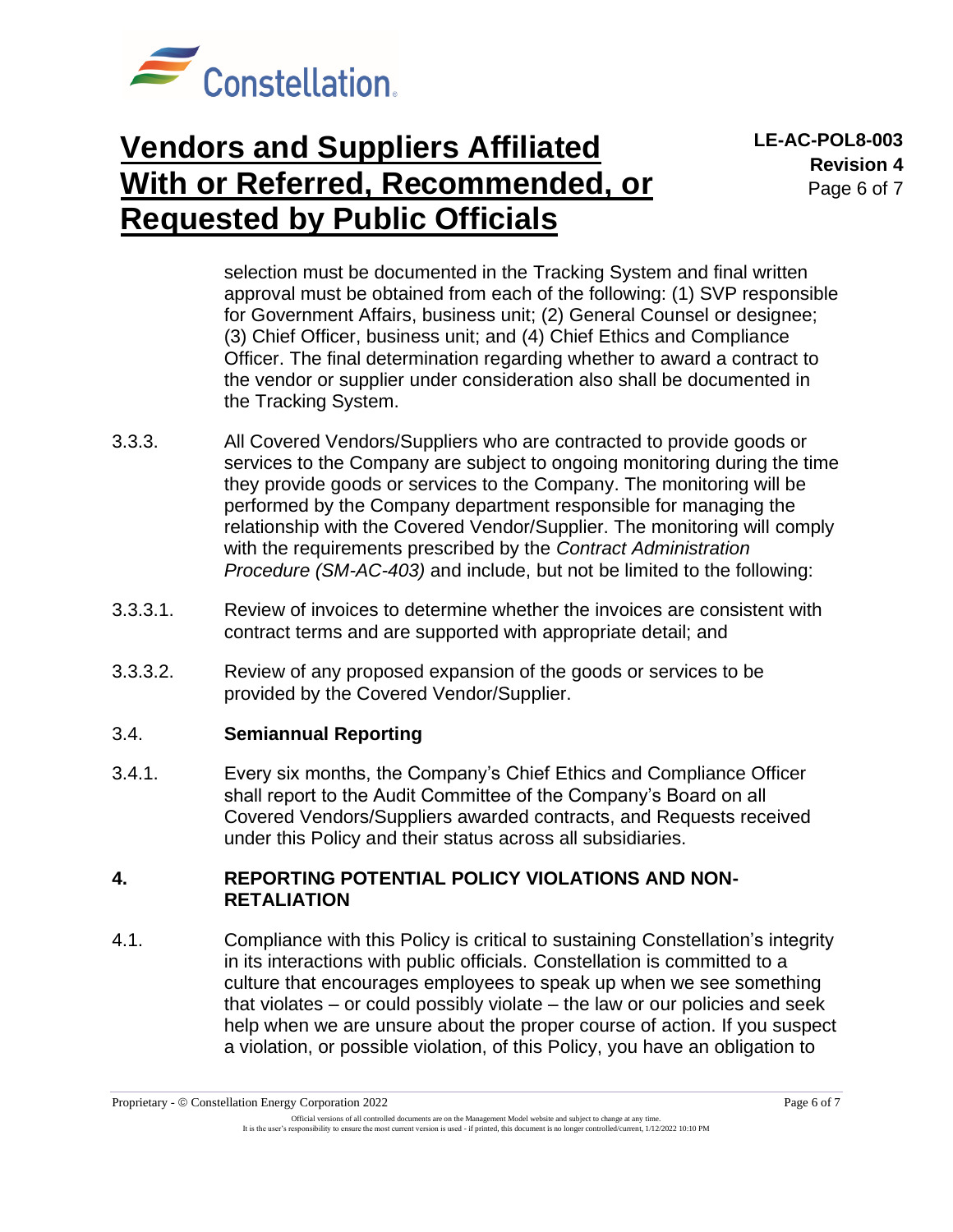selection must be documented in the Tracking System and final written approval must be obtained from each of the following: (1) SVP responsible for Government Affairs, business unit; (2) General Counsel or designee; (3) Chief Officer, business unit; and (4) Chief Ethics and Compliance Officer. The final determination regarding whether to award a contract to the vendor or supplier under consideration also shall be documented in the Tracking System.

3.3.3. All Covered Vendors/Suppliers who are contracted to provide goods or services to the Company are subject to ongoing monitoring during the time they provide goods or services to the Company. The monitoring will be performed by the Company department responsible for managing the relationship with the Covered Vendor/Supplier. The monitoring will comply with the requirements prescribed by the *Contract Administration Procedure (SM-AC-403)* and include, but not be limited to the following:

3.3.3.1. Review of invoices to determine whether the invoices are consistent with contract terms and are supported with appropriate detail; and

3.3.3.2. Review of any proposed expansion of the goods or services to be provided by the Covered Vendor/Supplier.

### 3.4. **Semiannual Reporting**

3.4.1. Every six months, the Company's Chief Ethics and Compliance Officer shall report to the Audit Committee of the Company's Board on all Covered Vendors/Suppliers awarded contracts, and Requests received under this Policy and their status across all subsidiaries.

## 4. REPORTING POTENTIAL POLICY VIOLATIONS AND NON-RETALIATION

4.1. Compliance with this Policy is critical to sustaining Constellation's integrity in its interactions with public officials. Constellation is committed to a culture that encourages employees to speak up when we see something that violates – or could possibly violate – the law or our policies and seek help when we are unsure about the proper course of action. If you suspect a violation, or possible violation, of this Policy, you have an obligation to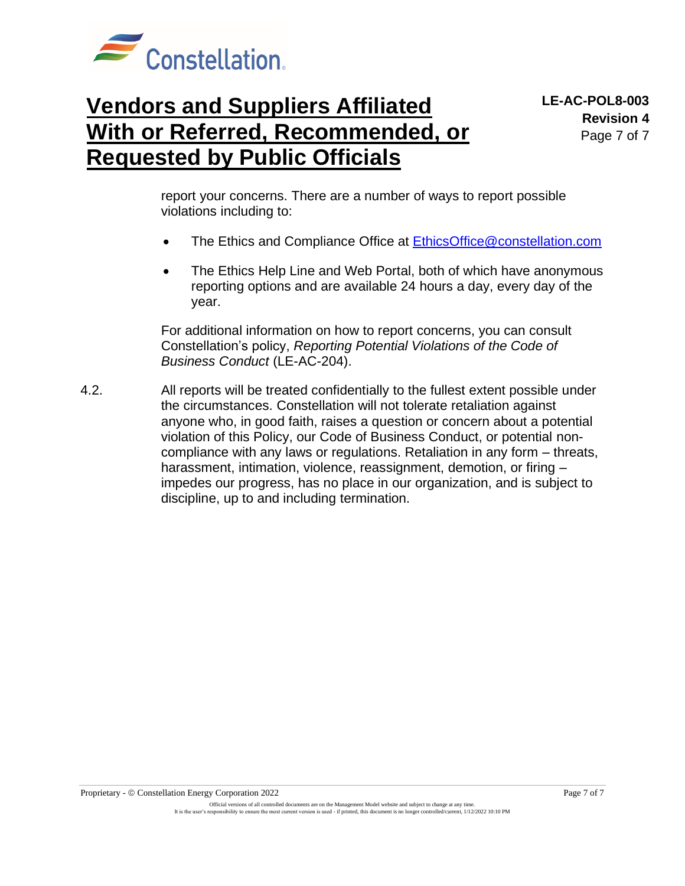report your concerns. There are a number of ways to report possible violations including to:

- The Ethics and Compliance Office at EthicsOffice@constellation.com
- The Ethics Help Line and Web Portal, both of which have anonymous reporting options and are available 24 hours a day, every day of the year.

For additional information on how to report concerns, you can consult Constellation's policy, *Reporting Potential Violations of the Code of Business Conduct* (LE-AC-204).

4.2. All reports will be treated confidentially to the fullest extent possible under the circumstances. Constellation will not tolerate retaliation against anyone who, in good faith, raises a question or concern about a potential violation of this Policy, our Code of Business Conduct, or potential non-compliance with any laws or regulations. Retaliation in any form – threats, harassment, intimation, violence, reassignment, demotion, or firing – impedes our progress, has no place in our organization, and is subject to discipline, up to and including termination.